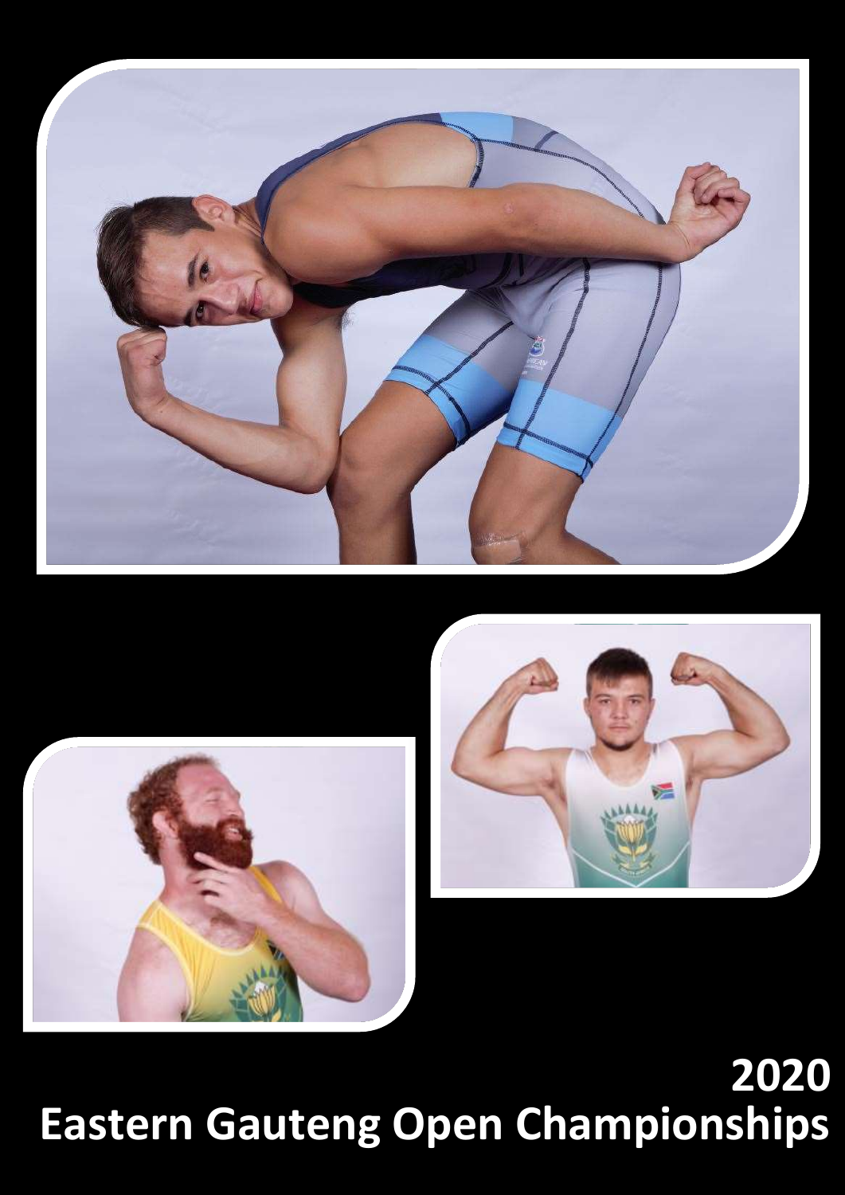# 2020 Eastern Gauteng Open Championships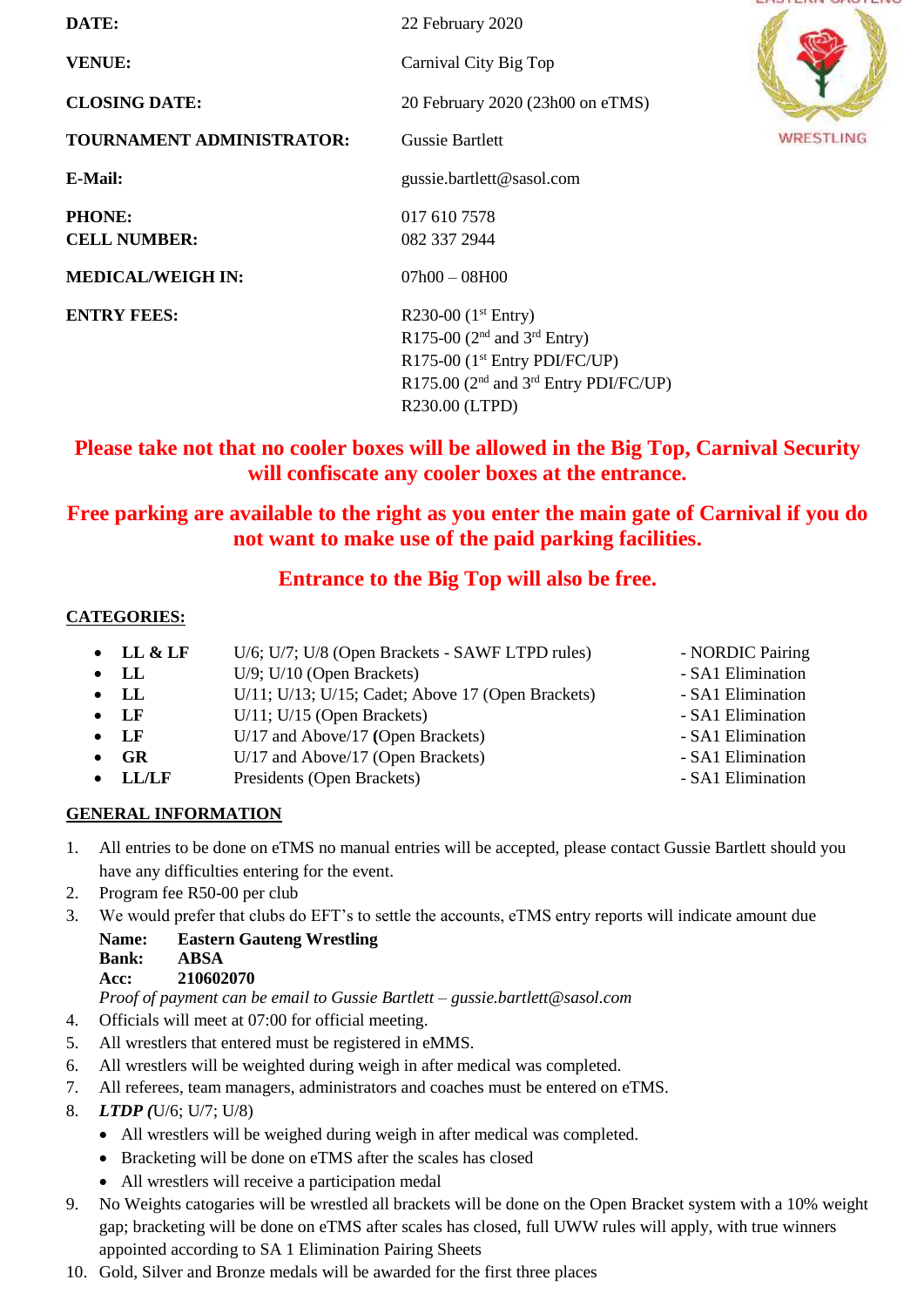| | |
|---|---|
| **DATE:** | 22 February 2020 |
| **VENUE:** | Carnival City Big Top |
| **CLOSING DATE:** | 20 February 2020 (23h00 on eTMS) |
| **TOURNAMENT ADMINISTRATOR:** | Gussie Bartlett |
| **E-Mail:** | gussie.bartlett@sasol.com |
| **PHONE:** | 017 610 7578 |
| **CELL NUMBER:** | 082 337 2944 |
| **MEDICAL/WEIGH IN:** | 07h00 – 08H00 |
| **ENTRY FEES:** | R230-00 (1st Entry)<br>R175-00 (2nd and 3rd Entry)<br>R175-00 (1st Entry PDI/FC/UP)<br>R175.00 (2nd and 3rd Entry PDI/FC/UP)<br>R230.00 (LTPD) |

**Please take not that no cooler boxes will be allowed in the Big Top, Carnival Security will confiscate any cooler boxes at the entrance.**

**Free parking are available to the right as you enter the main gate of Carnival if you do not want to make use of the paid parking facilities.**

**Entrance to the Big Top will also be free.**

## CATEGORIES:

- **LL & LF** U/6; U/7; U/8 (Open Brackets - SAWF LTPD rules) - NORDIC Pairing
- **LL** U/9; U/10 (Open Brackets) - SA1 Elimination
- **LL** U/11; U/13; U/15; Cadet; Above 17 (Open Brackets) - SA1 Elimination
- **LF** U/11; U/15 (Open Brackets) - SA1 Elimination
- **LF** U/17 and Above/17 (Open Brackets) - SA1 Elimination
- **GR** U/17 and Above/17 (Open Brackets) - SA1 Elimination
- **LL/LF** Presidents (Open Brackets) - SA1 Elimination

## GENERAL INFORMATION

1. All entries to be done on eTMS no manual entries will be accepted, please contact Gussie Bartlett should you have any difficulties entering for the event.
2. Program fee R50-00 per club
3. We would prefer that clubs do EFT's to settle the accounts, eTMS entry reports will indicate amount due
   **Name: Eastern Gauteng Wrestling**
   **Bank: ABSA**
   **Acc: 210602070**
   *Proof of payment can be email to Gussie Bartlett – gussie.bartlett@sasol.com*
4. Officials will meet at 07:00 for official meeting.
5. All wrestlers that entered must be registered in eMMS.
6. All wrestlers will be weighted during weigh in after medical was completed.
7. All referees, team managers, administrators and coaches must be entered on eTMS.
8. ***LTDP (***U/6; U/7; U/8)
   - All wrestlers will be weighed during weigh in after medical was completed.
   - Bracketing will be done on eTMS after the scales has closed
   - All wrestlers will receive a participation medal
9. No Weights catogaries will be wrestled all brackets will be done on the Open Bracket system with a 10% weight gap; bracketing will be done on eTMS after scales has closed, full UWW rules will apply, with true winners appointed according to SA 1 Elimination Pairing Sheets
10. Gold, Silver and Bronze medals will be awarded for the first three places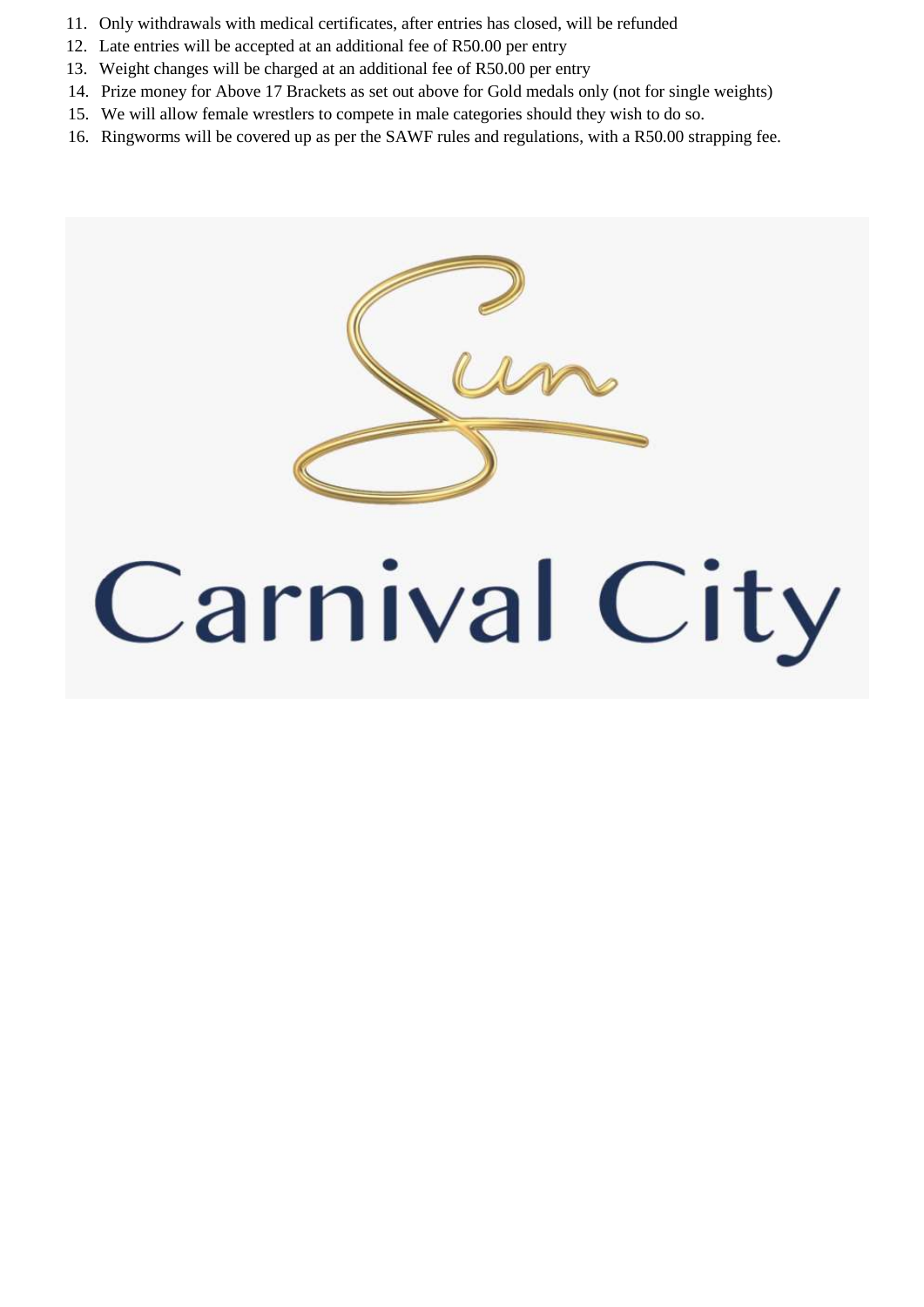11. Only withdrawals with medical certificates, after entries has closed, will be refunded
12. Late entries will be accepted at an additional fee of R50.00 per entry
13. Weight changes will be charged at an additional fee of R50.00 per entry
14. Prize money for Above 17 Brackets as set out above for Gold medals only (not for single weights)
15. We will allow female wrestlers to compete in male categories should they wish to do so.
16. Ringworms will be covered up as per the SAWF rules and regulations, with a R50.00 strapping fee.

Sun

Carnival City